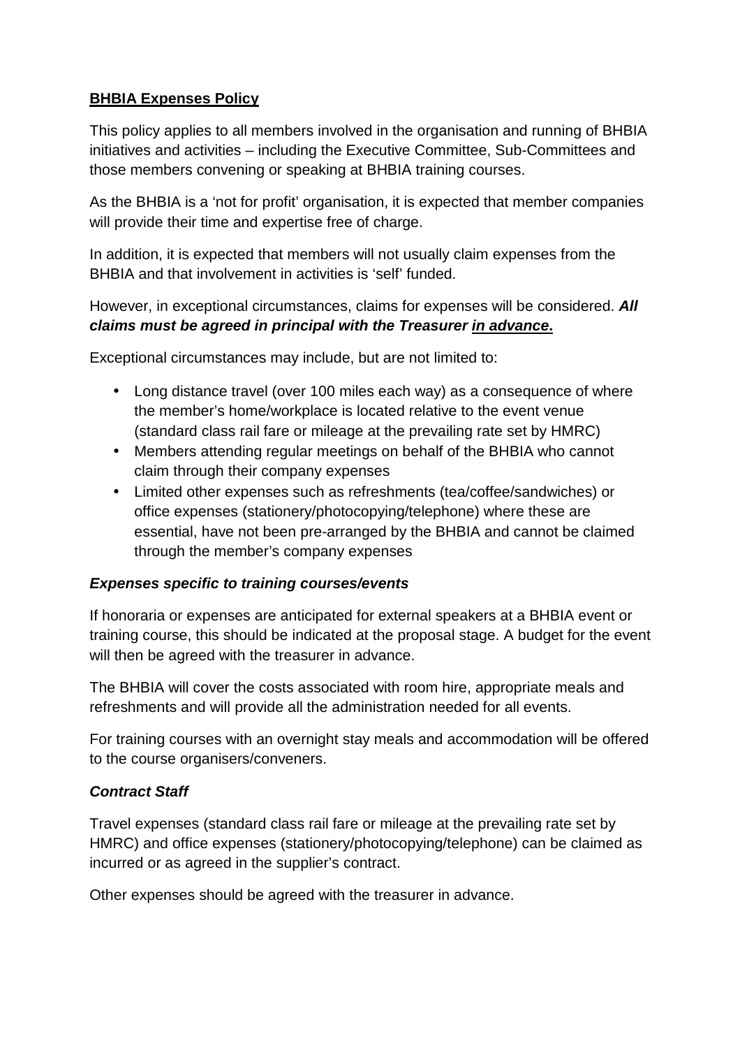# **BHBIA Expenses Policy**

This policy applies to all members involved in the organisation and running of BHBIA initiatives and activities – including the Executive Committee, Sub-Committees and those members convening or speaking at BHBIA training courses.

As the BHBIA is a 'not for profit' organisation, it is expected that member companies will provide their time and expertise free of charge.

In addition, it is expected that members will not usually claim expenses from the BHBIA and that involvement in activities is 'self' funded.

However, in exceptional circumstances, claims for expenses will be considered. ***All claims must be agreed in principal with the Treasurer in advance*.**

Exceptional circumstances may include, but are not limited to:

- Long distance travel (over 100 miles each way) as a consequence of where the member's home/workplace is located relative to the event venue (standard class rail fare or mileage at the prevailing rate set by HMRC)
- Members attending regular meetings on behalf of the BHBIA who cannot claim through their company expenses
- Limited other expenses such as refreshments (tea/coffee/sandwiches) or office expenses (stationery/photocopying/telephone) where these are essential, have not been pre-arranged by the BHBIA and cannot be claimed through the member's company expenses

### ***Expenses specific to training courses/events***

If honoraria or expenses are anticipated for external speakers at a BHBIA event or training course, this should be indicated at the proposal stage. A budget for the event will then be agreed with the treasurer in advance.

The BHBIA will cover the costs associated with room hire, appropriate meals and refreshments and will provide all the administration needed for all events.

For training courses with an overnight stay meals and accommodation will be offered to the course organisers/conveners.

### ***Contract Staff***

Travel expenses (standard class rail fare or mileage at the prevailing rate set by HMRC) and office expenses (stationery/photocopying/telephone) can be claimed as incurred or as agreed in the supplier's contract.

Other expenses should be agreed with the treasurer in advance.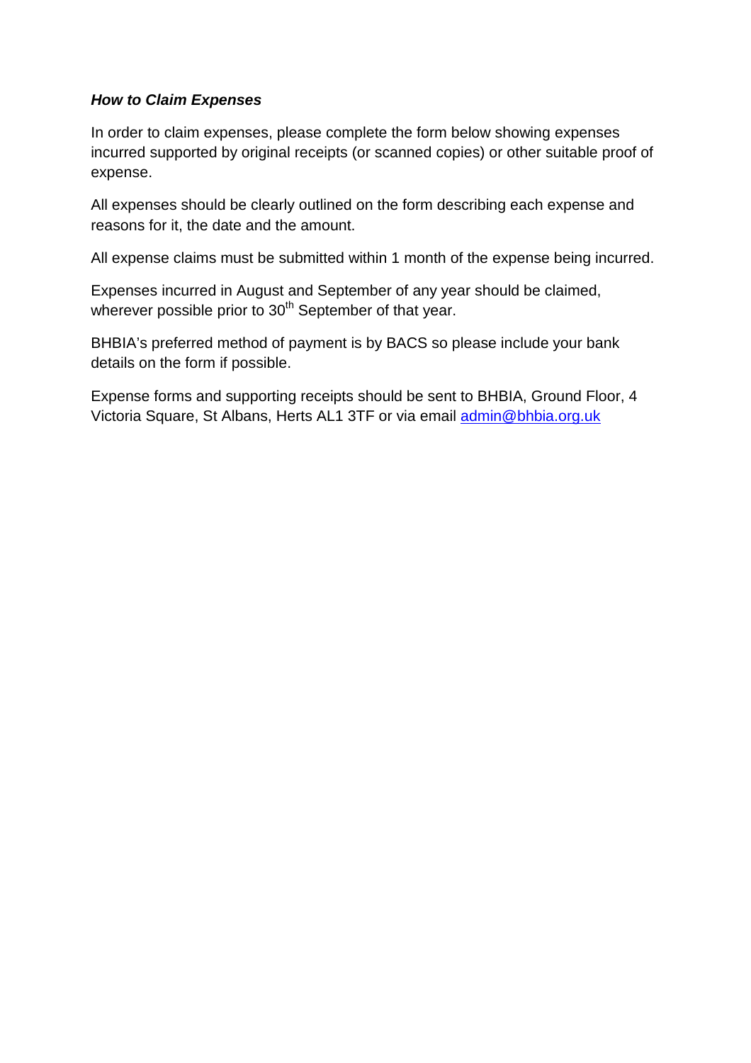***How to Claim Expenses***

In order to claim expenses, please complete the form below showing expenses incurred supported by original receipts (or scanned copies) or other suitable proof of expense.

All expenses should be clearly outlined on the form describing each expense and reasons for it, the date and the amount.

All expense claims must be submitted within 1 month of the expense being incurred.

Expenses incurred in August and September of any year should be claimed, wherever possible prior to 30th September of that year.

BHBIA's preferred method of payment is by BACS so please include your bank details on the form if possible.

Expense forms and supporting receipts should be sent to BHBIA, Ground Floor, 4 Victoria Square, St Albans, Herts AL1 3TF or via email admin@bhbia.org.uk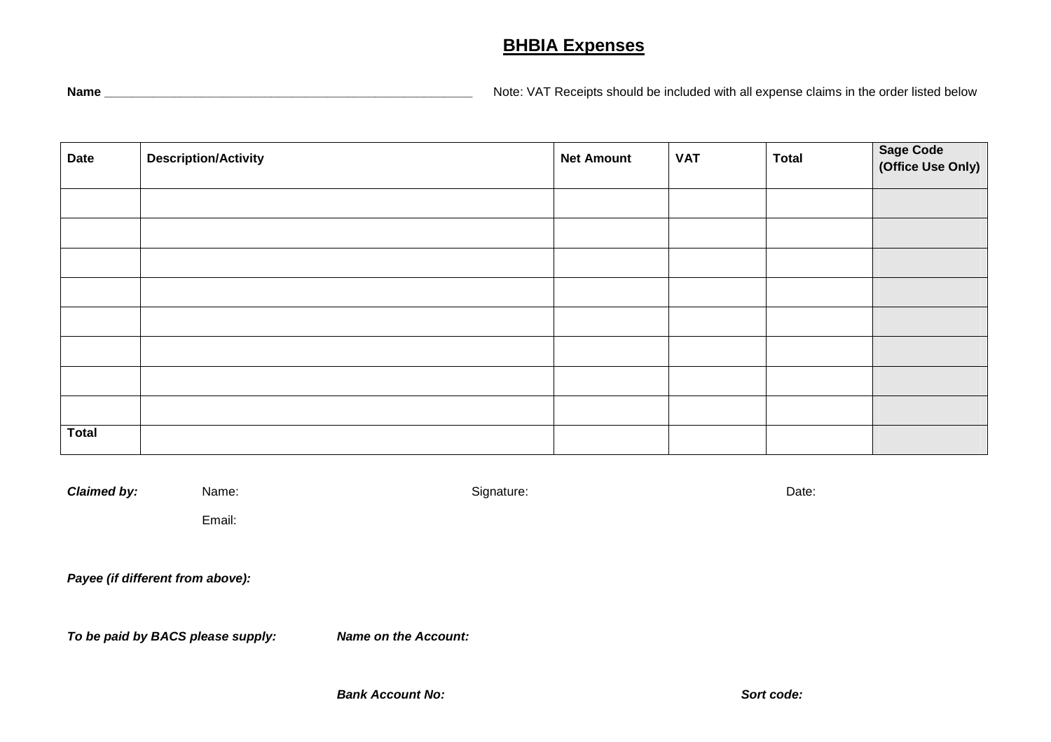# BHBIA Expenses

**Name** ______________________________________________________ Note: VAT Receipts should be included with all expense claims in the order listed below

| Date | Description/Activity | Net Amount | VAT | Total | Sage Code (Office Use Only) |
|---|---|---|---|---|---|
| | | | | | |
| | | | | | |
| | | | | | |
| | | | | | |
| | | | | | |
| | | | | | |
| | | | | | |
| | | | | | |
| **Total** | | | | | |

***Claimed by:*** Name: Signature: Date:

Email:

***Payee (if different from above):***

***To be paid by BACS please supply:*** ***Name on the Account:***

***Bank Account No:*** ***Sort code:***